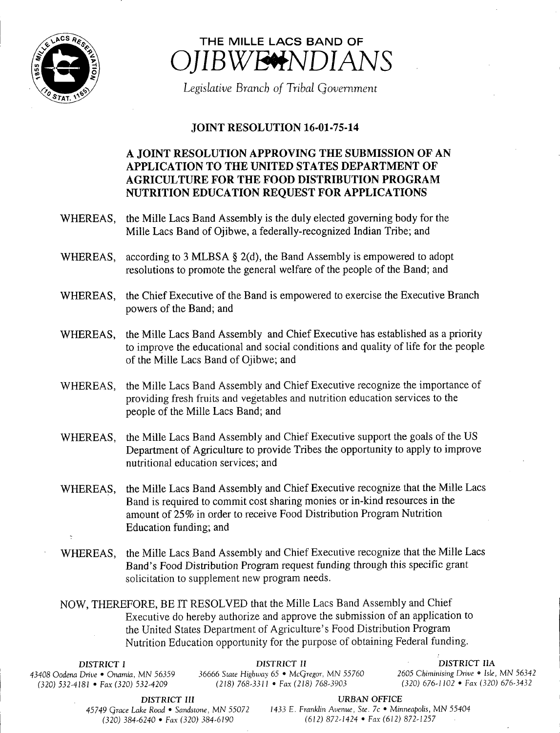# THE MILLE LACS BAND OF OJIBWE INDIANS

*Legislative Branch of Tribal Government*

## JOINT RESOLUTION 16-01-75-14

### A JOINT RESOLUTION APPROVING THE SUBMISSION OF AN APPLICATION TO THE UNITED STATES DEPARTMENT OF AGRICULTURE FOR THE FOOD DISTRIBUTION PROGRAM NUTRITION EDUCATION REQUEST FOR APPLICATIONS

WHEREAS, the Mille Lacs Band Assembly is the duly elected governing body for the Mille Lacs Band of Ojibwe, a federally-recognized Indian Tribe; and

WHEREAS, according to 3 MLBSA § 2(d), the Band Assembly is empowered to adopt resolutions to promote the general welfare of the people of the Band; and

WHEREAS, the Chief Executive of the Band is empowered to exercise the Executive Branch powers of the Band; and

WHEREAS, the Mille Lacs Band Assembly and Chief Executive has established as a priority to improve the educational and social conditions and quality of life for the people of the Mille Lacs Band of Ojibwe; and

WHEREAS, the Mille Lacs Band Assembly and Chief Executive recognize the importance of providing fresh fruits and vegetables and nutrition education services to the people of the Mille Lacs Band; and

WHEREAS, the Mille Lacs Band Assembly and Chief Executive support the goals of the US Department of Agriculture to provide Tribes the opportunity to apply to improve nutritional education services; and

WHEREAS, the Mille Lacs Band Assembly and Chief Executive recognize that the Mille Lacs Band is required to commit cost sharing monies or in-kind resources in the amount of 25% in order to receive Food Distribution Program Nutrition Education funding; and

WHEREAS, the Mille Lacs Band Assembly and Chief Executive recognize that the Mille Lacs Band's Food Distribution Program request funding through this specific grant solicitation to supplement new program needs.

NOW, THEREFORE, BE IT RESOLVED that the Mille Lacs Band Assembly and Chief Executive do hereby authorize and approve the submission of an application to the United States Department of Agriculture's Food Distribution Program Nutrition Education opportunity for the purpose of obtaining Federal funding.

DISTRICT I
43408 Oodena Drive • Onamia, MN 56359
(320) 532-4181 • Fax (320) 532-4209

DISTRICT II
36666 State Highway 65 • McGregor, MN 55760
(218) 768-3311 • Fax (218) 768-3903

DISTRICT IIA
2605 Chiminising Drive • Isle, MN 56342
(320) 676-1102 • Fax (320) 676-3432

DISTRICT III
45749 Grace Lake Road • Sandstone, MN 55072
(320) 384-6240 • Fax (320) 384-6190

URBAN OFFICE
1433 E. Franklin Avenue, Ste. 7c • Minneapolis, MN 55404
(612) 872-1424 • Fax (612) 872-1257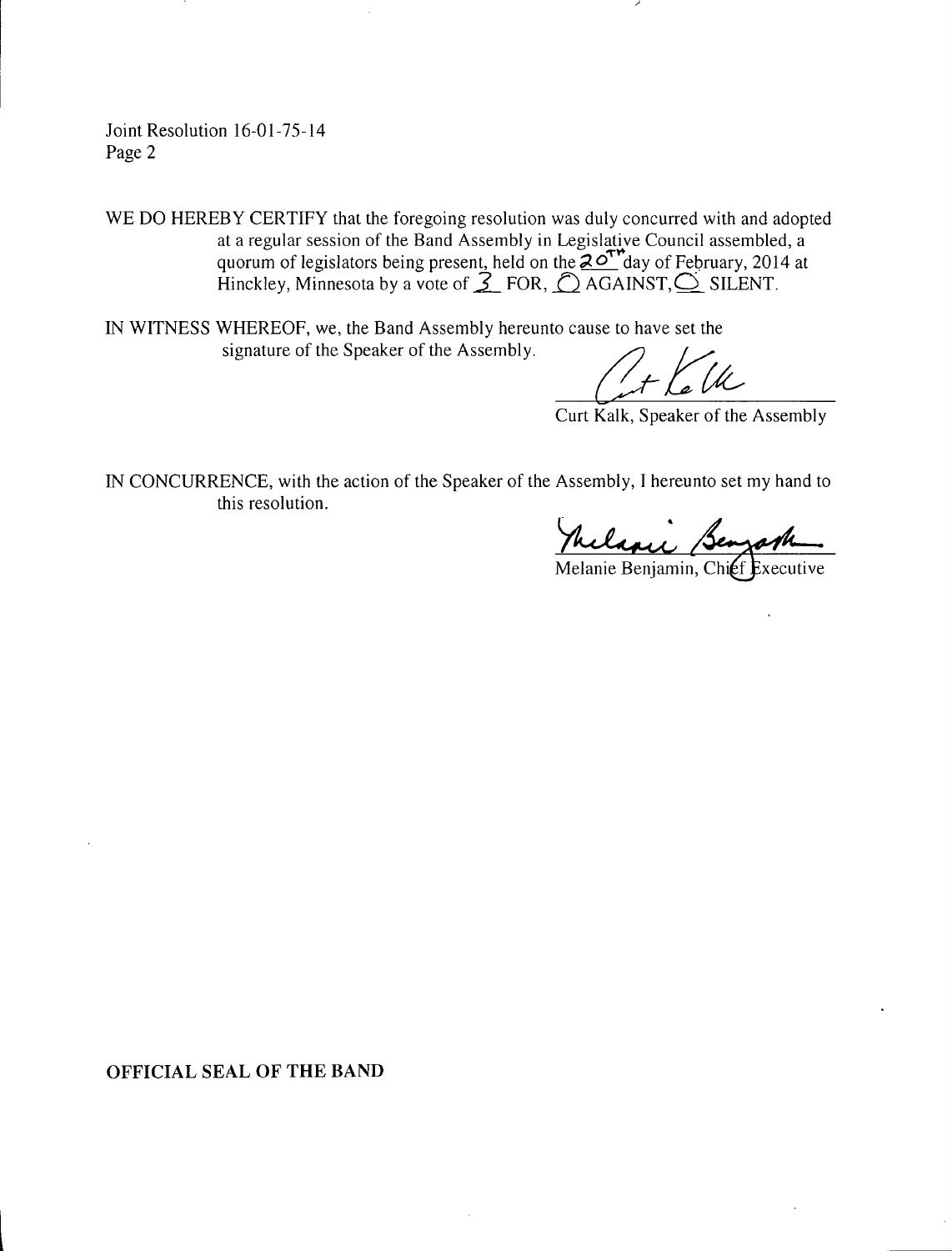Joint Resolution 16-01-75-14
Page 2

WE DO HEREBY CERTIFY that the foregoing resolution was duly concurred with and adopted at a regular session of the Band Assembly in Legislative Council assembled, a quorum of legislators being present, held on the 20th day of February, 2014 at Hinckley, Minnesota by a vote of 3 FOR, 0 AGAINST, 0 SILENT.

IN WITNESS WHEREOF, we, the Band Assembly hereunto cause to have set the signature of the Speaker of the Assembly.

Curt Kalk, Speaker of the Assembly

IN CONCURRENCE, with the action of the Speaker of the Assembly, I hereunto set my hand to this resolution.

Melanie Benjamin, Chief Executive

**OFFICIAL SEAL OF THE BAND**